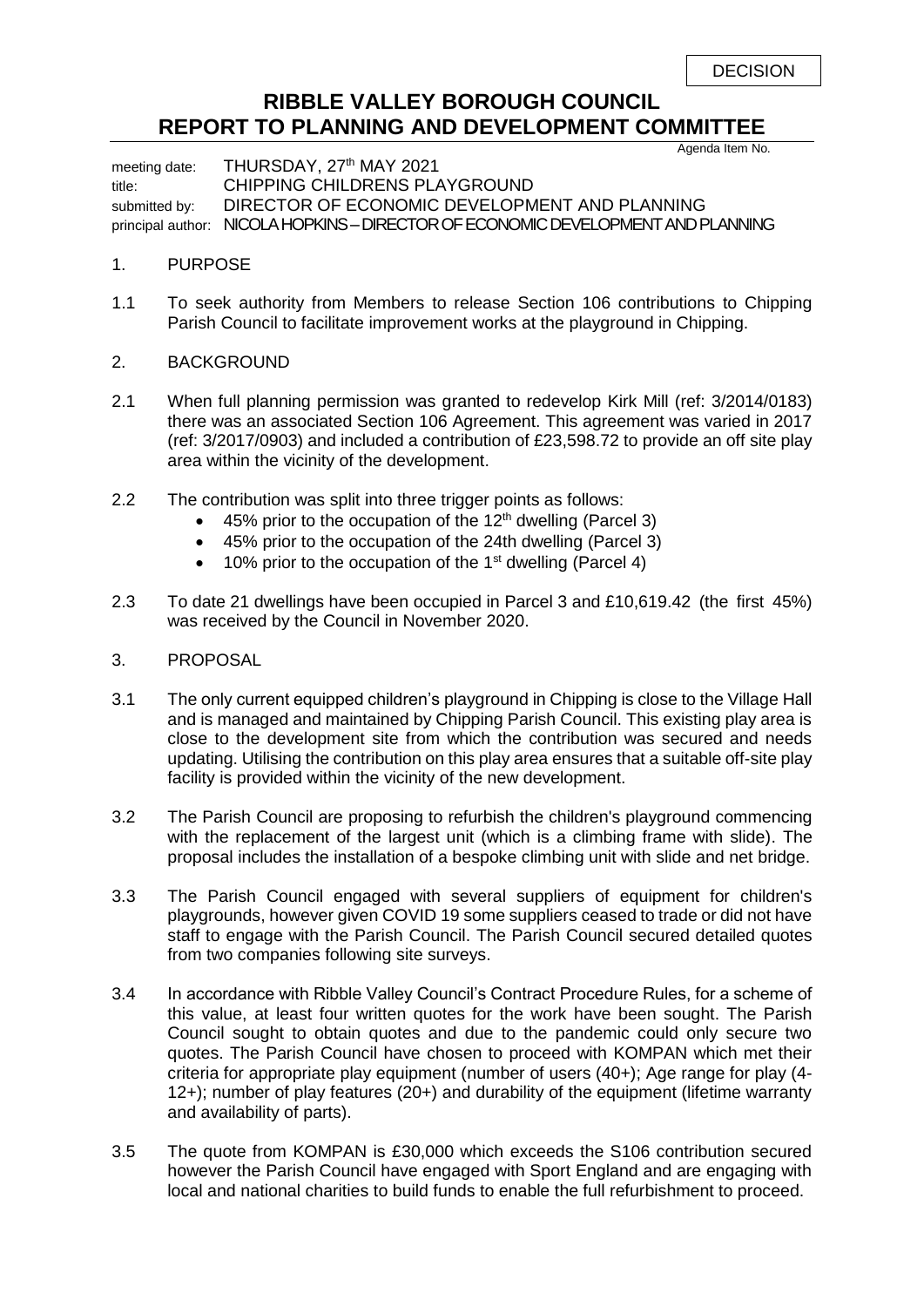DECISION

# RIBBLE VALLEY BOROUGH COUNCIL
# REPORT TO PLANNING AND DEVELOPMENT COMMITTEE

Agenda Item No.

meeting date: THURSDAY, 27th MAY 2021
title: CHIPPING CHILDRENS PLAYGROUND
submitted by: DIRECTOR OF ECONOMIC DEVELOPMENT AND PLANNING
principal author: NICOLA HOPKINS – DIRECTOR OF ECONOMIC DEVELOPMENT AND PLANNING

## 1. PURPOSE

1.1 To seek authority from Members to release Section 106 contributions to Chipping Parish Council to facilitate improvement works at the playground in Chipping.

## 2. BACKGROUND

2.1 When full planning permission was granted to redevelop Kirk Mill (ref: 3/2014/0183) there was an associated Section 106 Agreement. This agreement was varied in 2017 (ref: 3/2017/0903) and included a contribution of £23,598.72 to provide an off site play area within the vicinity of the development.

2.2 The contribution was split into three trigger points as follows:

- 45% prior to the occupation of the 12th dwelling (Parcel 3)
- 45% prior to the occupation of the 24th dwelling (Parcel 3)
- 10% prior to the occupation of the 1st dwelling (Parcel 4)

2.3 To date 21 dwellings have been occupied in Parcel 3 and £10,619.42 (the first 45%) was received by the Council in November 2020.

## 3. PROPOSAL

3.1 The only current equipped children's playground in Chipping is close to the Village Hall and is managed and maintained by Chipping Parish Council. This existing play area is close to the development site from which the contribution was secured and needs updating. Utilising the contribution on this play area ensures that a suitable off-site play facility is provided within the vicinity of the new development.

3.2 The Parish Council are proposing to refurbish the children's playground commencing with the replacement of the largest unit (which is a climbing frame with slide). The proposal includes the installation of a bespoke climbing unit with slide and net bridge.

3.3 The Parish Council engaged with several suppliers of equipment for children's playgrounds, however given COVID 19 some suppliers ceased to trade or did not have staff to engage with the Parish Council. The Parish Council secured detailed quotes from two companies following site surveys.

3.4 In accordance with Ribble Valley Council's Contract Procedure Rules, for a scheme of this value, at least four written quotes for the work have been sought. The Parish Council sought to obtain quotes and due to the pandemic could only secure two quotes. The Parish Council have chosen to proceed with KOMPAN which met their criteria for appropriate play equipment (number of users (40+); Age range for play (4-12+); number of play features (20+) and durability of the equipment (lifetime warranty and availability of parts).

3.5 The quote from KOMPAN is £30,000 which exceeds the S106 contribution secured however the Parish Council have engaged with Sport England and are engaging with local and national charities to build funds to enable the full refurbishment to proceed.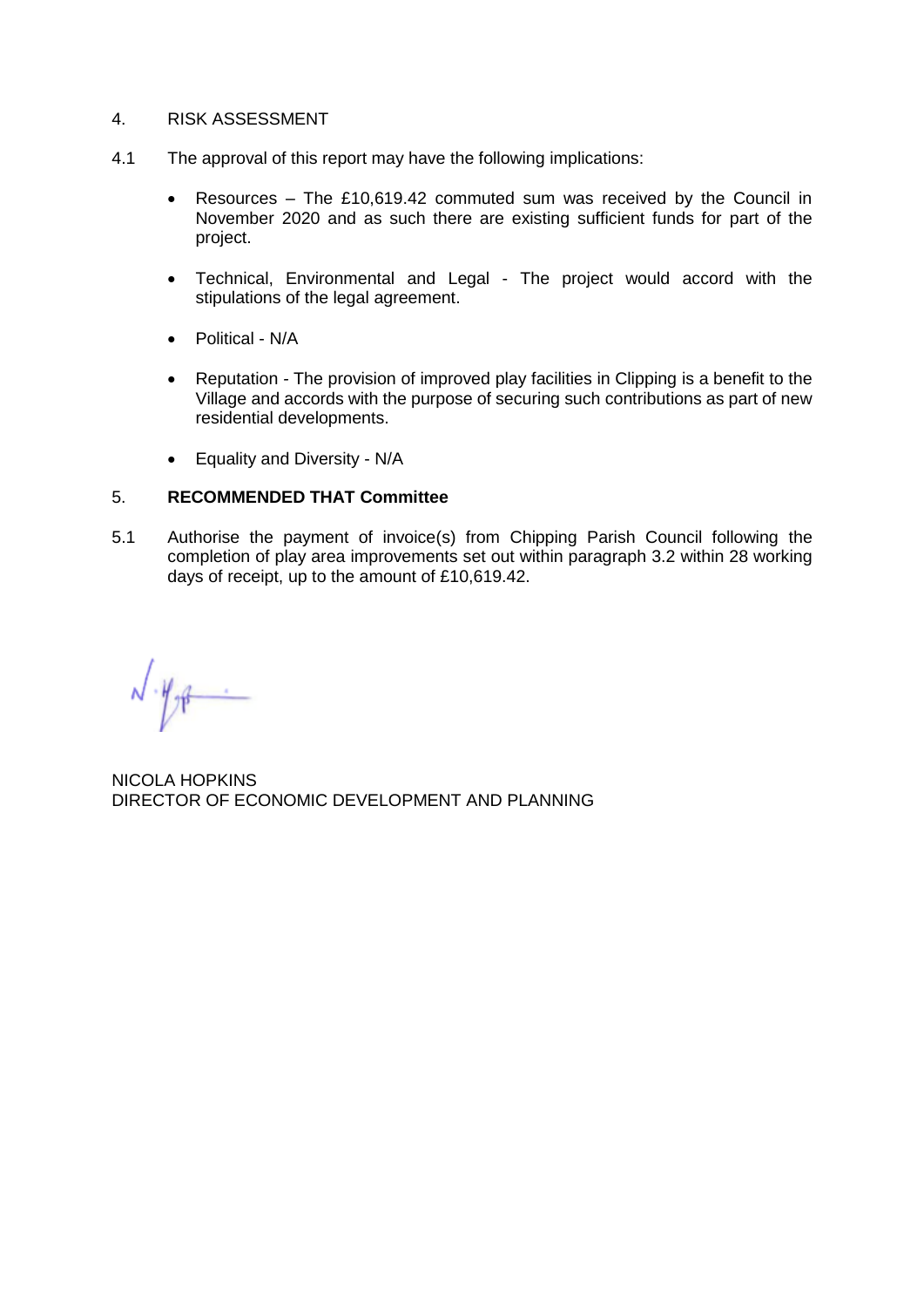4. RISK ASSESSMENT

4.1 The approval of this report may have the following implications:

- Resources – The £10,619.42 commuted sum was received by the Council in November 2020 and as such there are existing sufficient funds for part of the project.

- Technical, Environmental and Legal - The project would accord with the stipulations of the legal agreement.

- Political - N/A

- Reputation - The provision of improved play facilities in Clipping is a benefit to the Village and accords with the purpose of securing such contributions as part of new residential developments.

- Equality and Diversity - N/A

5. **RECOMMENDED THAT Committee**

5.1 Authorise the payment of invoice(s) from Chipping Parish Council following the completion of play area improvements set out within paragraph 3.2 within 28 working days of receipt, up to the amount of £10,619.42.

NICOLA HOPKINS
DIRECTOR OF ECONOMIC DEVELOPMENT AND PLANNING